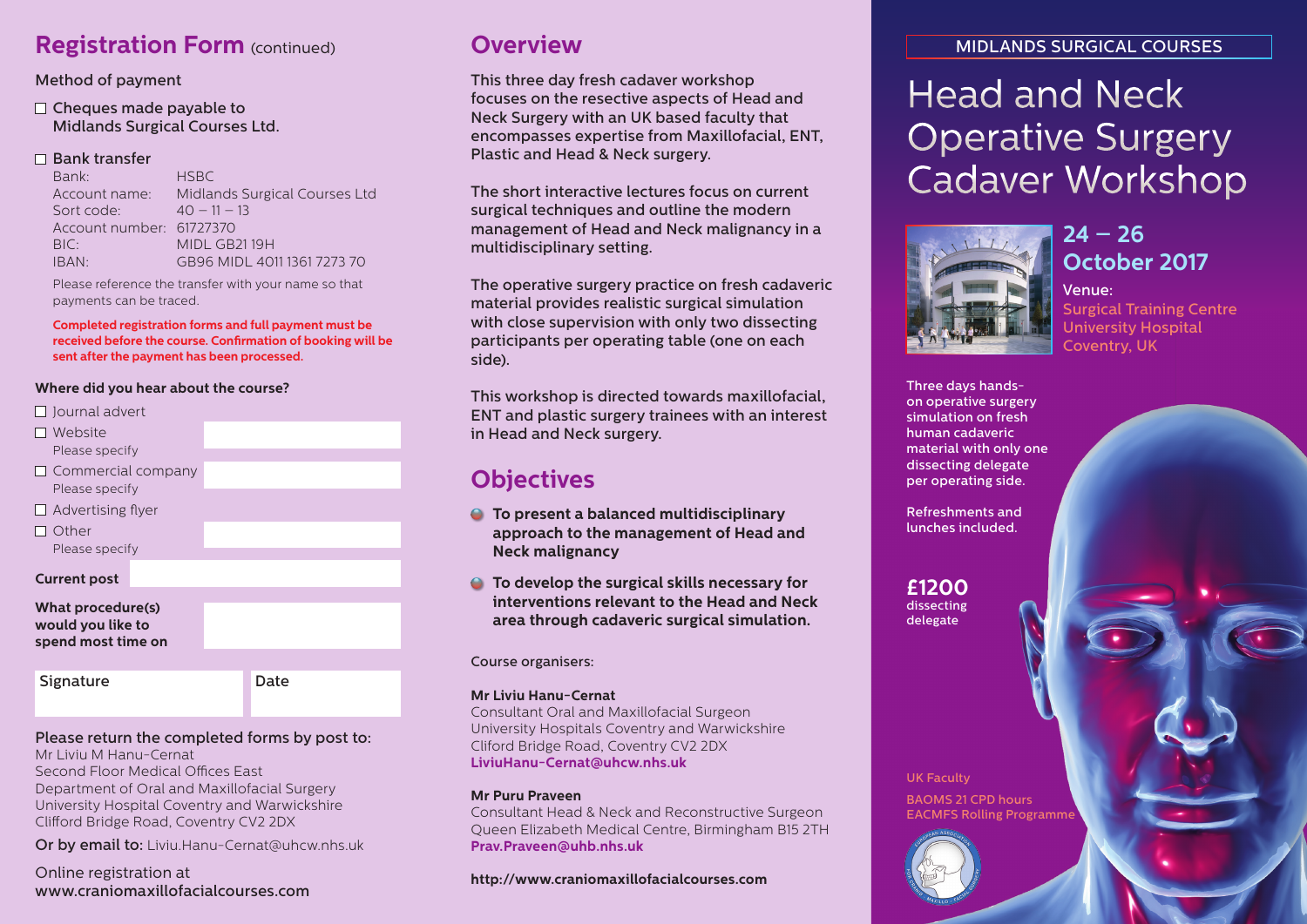## Registration Form (continued)

Method of payment

☐ Cheques made payable to Midlands Surgical Courses Ltd.

☐ Bank transfer

| | |
|---|---|
| Bank: | HSBC |
| Account name: | Midlands Surgical Courses Ltd |
| Sort code: | 40 – 11 – 13 |
| Account number: | 61727370 |
| BIC: | MIDL GB21 19H |
| IBAN: | GB96 MIDL 4011 1361 7273 70 |

Please reference the transfer with your name so that payments can be traced.

**Completed registration forms and full payment must be received before the course. Confirmation of booking will be sent after the payment has been processed.**

**Where did you hear about the course?**

☐ Journal advert

☐ Website
Please specify

☐ Commercial company
Please specify

☐ Advertising flyer

☐ Other
Please specify

**Current post**

**What procedure(s) would you like to spend most time on**

Signature | Date

Please return the completed forms by post to:
Mr Liviu M Hanu-Cernat
Second Floor Medical Offices East
Department of Oral and Maxillofacial Surgery
University Hospital Coventry and Warwickshire
Clifford Bridge Road, Coventry CV2 2DX

Or by email to: Liviu.Hanu-Cernat@uhcw.nhs.uk

Online registration at
www.craniomaxillofacialcourses.com

## Overview

This three day fresh cadaver workshop focuses on the resective aspects of Head and Neck Surgery with an UK based faculty that encompasses expertise from Maxillofacial, ENT, Plastic and Head & Neck surgery.

The short interactive lectures focus on current surgical techniques and outline the modern management of Head and Neck malignancy in a multidisciplinary setting.

The operative surgery practice on fresh cadaveric material provides realistic surgical simulation with close supervision with only two dissecting participants per operating table (one on each side).

This workshop is directed towards maxillofacial, ENT and plastic surgery trainees with an interest in Head and Neck surgery.

## Objectives

- **To present a balanced multidisciplinary approach to the management of Head and Neck malignancy**
- **To develop the surgical skills necessary for interventions relevant to the Head and Neck area through cadaveric surgical simulation.**

Course organisers:

**Mr Liviu Hanu-Cernat**
Consultant Oral and Maxillofacial Surgeon
University Hospitals Coventry and Warwickshire
Cliford Bridge Road, Coventry CV2 2DX
**LiviuHanu-Cernat@uhcw.nhs.uk**

**Mr Puru Praveen**
Consultant Head & Neck and Reconstructive Surgeon
Queen Elizabeth Medical Centre, Birmingham B15 2TH
**Prav.Praveen@uhb.nhs.uk**

**http://www.craniomaxillofacialcourses.com**

MIDLANDS SURGICAL COURSES

# Head and Neck Operative Surgery Cadaver Workshop

**24 – 26 October 2017**

Venue:
Surgical Training Centre
University Hospital
Coventry, UK

Three days hands-on operative surgery simulation on fresh human cadaveric material with only one dissecting delegate per operating side.

Refreshments and lunches included.

**£1200** dissecting delegate

UK Faculty

BAOMS 21 CPD hours
EACMFS Rolling Programme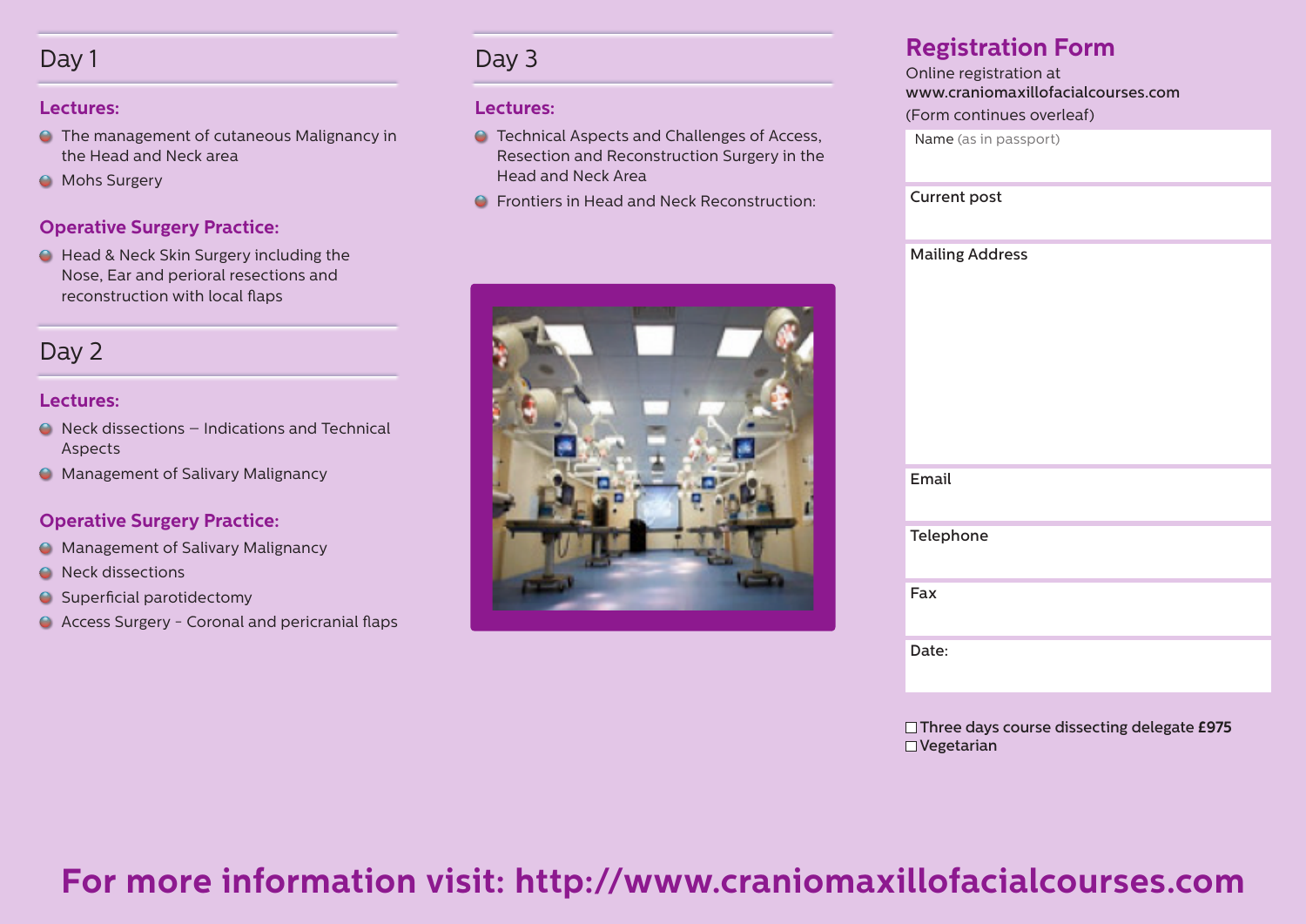## Day 1

### Lectures:

- The management of cutaneous Malignancy in the Head and Neck area
- Mohs Surgery

### Operative Surgery Practice:

- Head & Neck Skin Surgery including the Nose, Ear and perioral resections and reconstruction with local flaps

## Day 2

### Lectures:

- Neck dissections – Indications and Technical Aspects
- Management of Salivary Malignancy

### Operative Surgery Practice:

- Management of Salivary Malignancy
- Neck dissections
- Superficial parotidectomy
- Access Surgery - Coronal and pericranial flaps

## Day 3

### Lectures:

- Technical Aspects and Challenges of Access, Resection and Reconstruction Surgery in the Head and Neck Area
- Frontiers in Head and Neck Reconstruction:

## Registration Form

Online registration at
**www.craniomaxillofacialcourses.com**
(Form continues overleaf)

| |
|---|
| Name (as in passport) |
| Current post |
| Mailing Address |
| Email |
| Telephone |
| Fax |
| Date: |

☐ Three days course dissecting delegate **£975**
☐ Vegetarian

**For more information visit: http://www.craniomaxillofacialcourses.com**